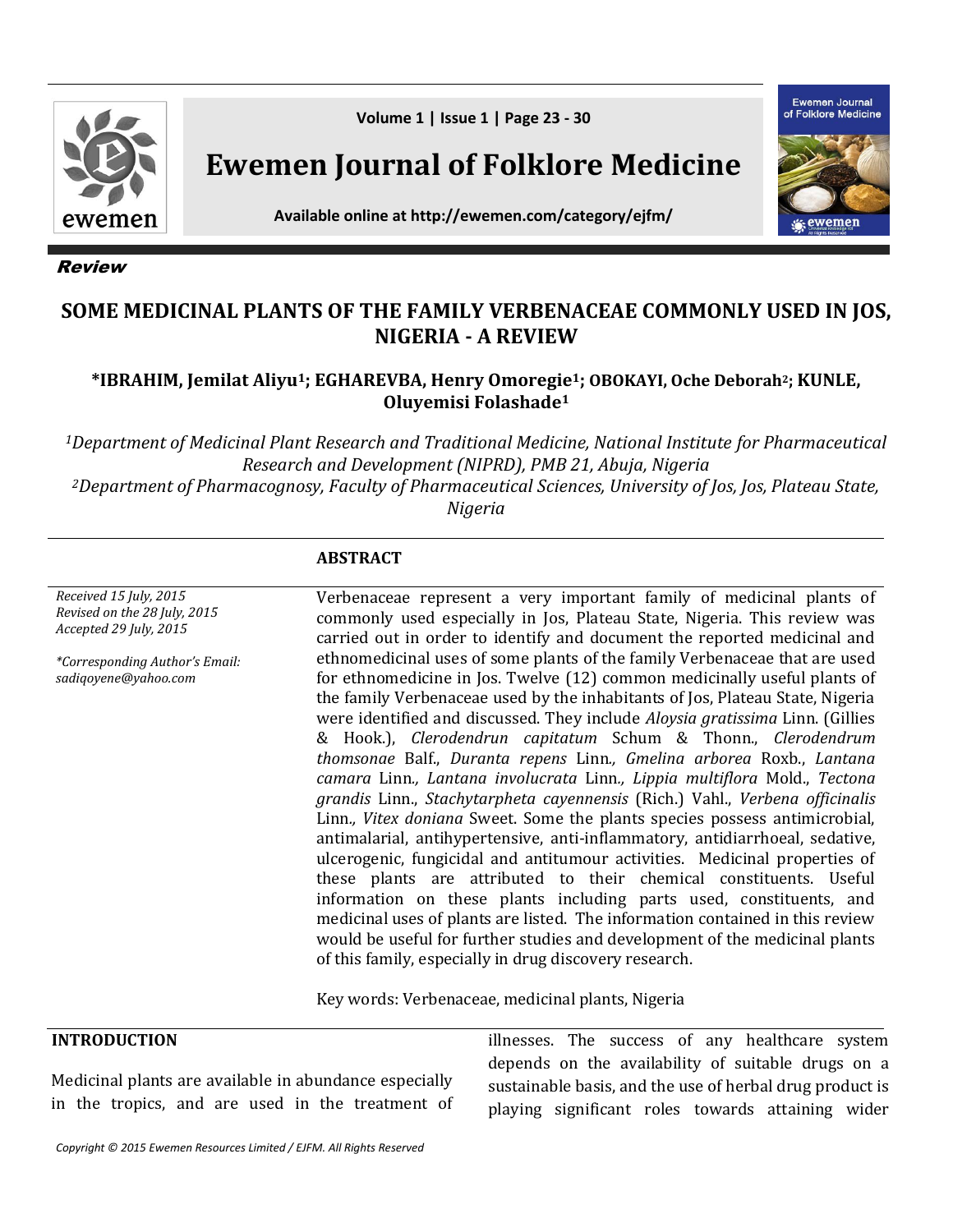**Review**

# SOME MEDICINAL PLANTS OF THE FAMILY VERBENACEAE COMMONLY USED IN JOS, NIGERIA - A REVIEW

**\*IBRAHIM, Jemilat Aliyu[1]; EGHAREVBA, Henry Omoregie[1]; OBOKAYI, Oche Deborah[2]; KUNLE, Oluyemisi Folashade[1]**

*[1]Department of Medicinal Plant Research and Traditional Medicine, National Institute for Pharmaceutical Research and Development (NIPRD), PMB 21, Abuja, Nigeria*
*[2]Department of Pharmacognosy, Faculty of Pharmaceutical Sciences, University of Jos, Jos, Plateau State, Nigeria*

*Received 15 July, 2015*
*Revised on the 28 July, 2015*
*Accepted 29 July, 2015*

*\*Corresponding Author's Email: sadiqoyene@yahoo.com*

## ABSTRACT

Verbenaceae represent a very important family of medicinal plants of commonly used especially in Jos, Plateau State, Nigeria. This review was carried out in order to identify and document the reported medicinal and ethnomedicinal uses of some plants of the family Verbenaceae that are used for ethnomedicine in Jos. Twelve (12) common medicinally useful plants of the family Verbenaceae used by the inhabitants of Jos, Plateau State, Nigeria were identified and discussed. They include *Aloysia gratissima* Linn. (Gillies & Hook.), *Clerodendrun capitatum* Schum & Thonn., *Clerodendrum thomsonae* Balf., *Duranta repens* Linn*., Gmelina arborea* Roxb., *Lantana camara* Linn*., Lantana involucrata* Linn*., Lippia multiflora* Mold., *Tectona grandis* Linn., *Stachytarpheta cayennensis* (Rich.) Vahl., *Verbena officinalis* Linn*., Vitex doniana* Sweet. Some the plants species possess antimicrobial, antimalarial, antihypertensive, anti-inflammatory, antidiarrhoeal, sedative, ulcerogenic, fungicidal and antitumour activities. Medicinal properties of these plants are attributed to their chemical constituents. Useful information on these plants including parts used, constituents, and medicinal uses of plants are listed. The information contained in this review would be useful for further studies and development of the medicinal plants of this family, especially in drug discovery research.

Key words: Verbenaceae, medicinal plants, Nigeria

## INTRODUCTION

Medicinal plants are available in abundance especially in the tropics, and are used in the treatment of illnesses. The success of any healthcare system depends on the availability of suitable drugs on a sustainable basis, and the use of herbal drug product is playing significant roles towards attaining wider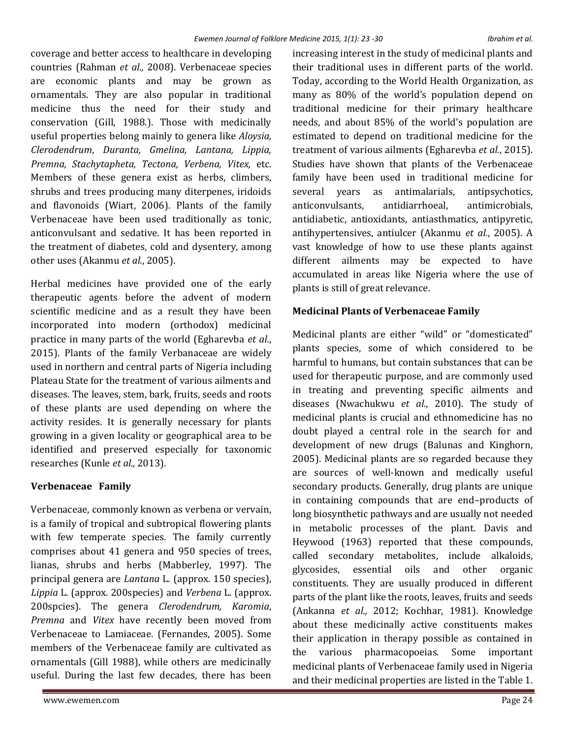coverage and better access to healthcare in developing countries (Rahman *et al.,* 2008). Verbenaceae species are economic plants and may be grown as ornamentals. They are also popular in traditional medicine thus the need for their study and conservation (Gill, 1988.). Those with medicinally useful properties belong mainly to genera like *Aloysia, Clerodendrum*, *Duranta, Gmelina, Lantana, Lippia, Premna, Stachytapheta, Tectona, Verbena, Vitex,* etc. Members of these genera exist as herbs, climbers, shrubs and trees producing many diterpenes, iridoids and flavonoids (Wiart, 2006). Plants of the family Verbenaceae have been used traditionally as tonic, anticonvulsant and sedative. It has been reported in the treatment of diabetes, cold and dysentery, among other uses (Akanmu *et al.*, 2005).

Herbal medicines have provided one of the early therapeutic agents before the advent of modern scientific medicine and as a result they have been incorporated into modern (orthodox) medicinal practice in many parts of the world (Egharevba *et al.*, 2015). Plants of the family Verbanaceae are widely used in northern and central parts of Nigeria including Plateau State for the treatment of various ailments and diseases. The leaves, stem, bark, fruits, seeds and roots of these plants are used depending on where the activity resides. It is generally necessary for plants growing in a given locality or geographical area to be identified and preserved especially for taxonomic researches (Kunle *et al.,* 2013).

## Verbenaceae Family

Verbenaceae, commonly known as verbena or vervain, is a family of tropical and subtropical flowering plants with few temperate species. The family currently comprises about 41 genera and 950 species of trees, lianas, shrubs and herbs (Mabberley, 1997). The principal genera are *Lantana* L. (approx. 150 species), *Lippia* L. (approx. 200species) and *Verbena* L. (approx. 200spcies). The genera *Clerodendrum, Karomia*, *Premna* and *Vitex* have recently been moved from Verbenaceae to Lamiaceae. (Fernandes, 2005). Some members of the Verbenaceae family are cultivated as ornamentals (Gill 1988), while others are medicinally useful. During the last few decades, there has been increasing interest in the study of medicinal plants and their traditional uses in different parts of the world. Today, according to the World Health Organization, as many as 80% of the world's population depend on traditional medicine for their primary healthcare needs, and about 85% of the world's population are estimated to depend on traditional medicine for the treatment of various ailments (Egharevba *et al.*, 2015). Studies have shown that plants of the Verbenaceae family have been used in traditional medicine for several years as antimalarials, antipsychotics, anticonvulsants, antidiarrhoeal, antimicrobials, antidiabetic, antioxidants, antiasthmatics, antipyretic, antihypertensives, antiulcer (Akanmu *et al.*, 2005). A vast knowledge of how to use these plants against different ailments may be expected to have accumulated in areas like Nigeria where the use of plants is still of great relevance.

## Medicinal Plants of Verbenaceae Family

Medicinal plants are either "wild" or "domesticated" plants species, some of which considered to be harmful to humans, but contain substances that can be used for therapeutic purpose, and are commonly used in treating and preventing specific ailments and diseases (Nwachukwu *et al.*, 2010). The study of medicinal plants is crucial and ethnomedicine has no doubt played a central role in the search for and development of new drugs (Balunas and Kinghorn, 2005). Medicinal plants are so regarded because they are sources of well-known and medically useful secondary products. Generally, drug plants are unique in containing compounds that are end–products of long biosynthetic pathways and are usually not needed in metabolic processes of the plant. Davis and Heywood (1963) reported that these compounds, called secondary metabolites, include alkaloids, glycosides, essential oils and other organic constituents. They are usually produced in different parts of the plant like the roots, leaves, fruits and seeds (Ankanna *et al.,* 2012; Kochhar, 1981). Knowledge about these medicinally active constituents makes their application in therapy possible as contained in the various pharmacopoeias. Some important medicinal plants of Verbenaceae family used in Nigeria and their medicinal properties are listed in the Table 1.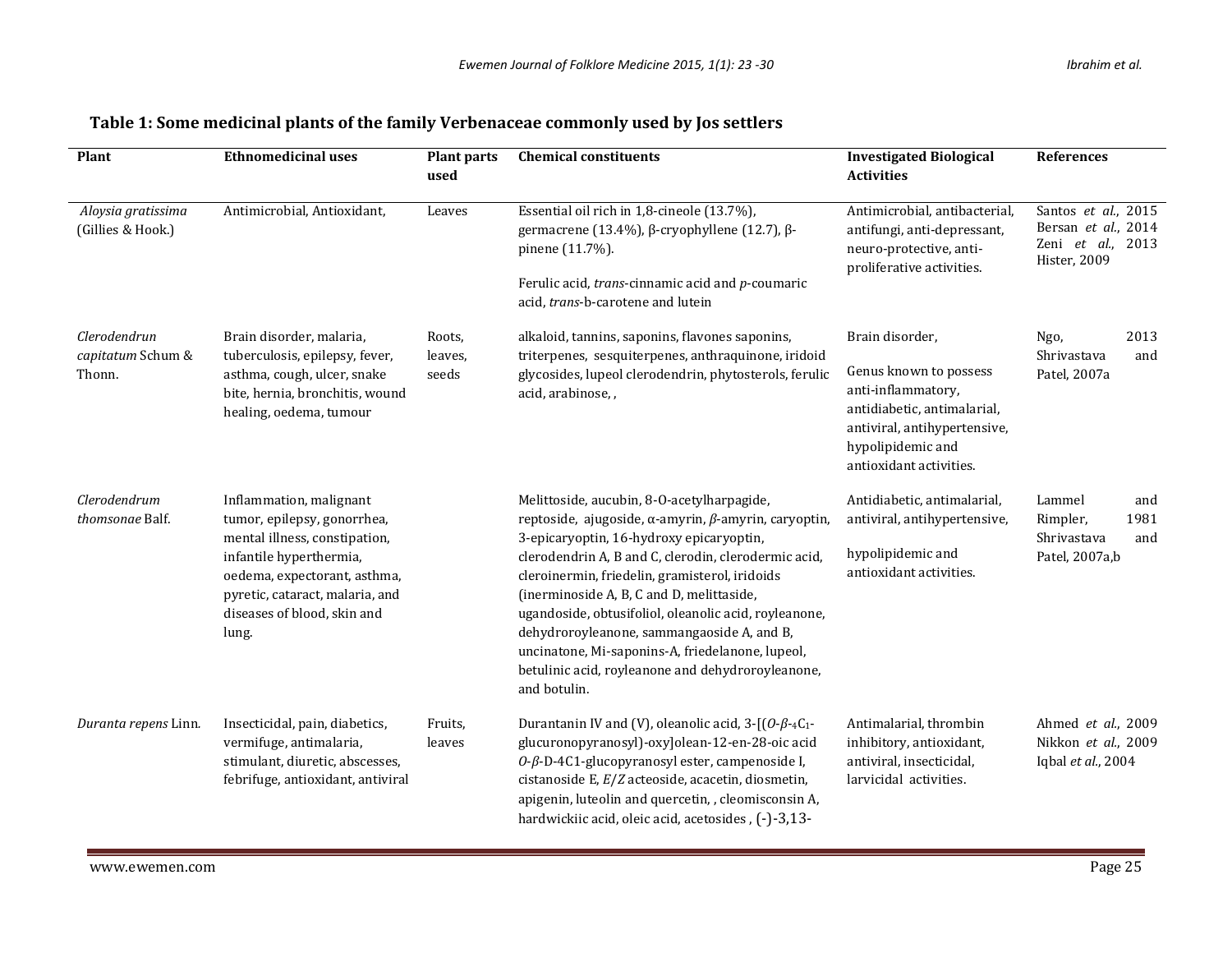**Table 1: Some medicinal plants of the family Verbenaceae commonly used by Jos settlers**

| Plant | Ethnomedicinal uses | Plant parts used | Chemical constituents | Investigated Biological Activities | References |
|---|---|---|---|---|---|
| *Aloysia gratissima* (Gillies & Hook.) | Antimicrobial, Antioxidant, | Leaves | Essential oil rich in 1,8-cineole (13.7%), germacrene (13.4%), β-cryophyllene (12.7), β-pinene (11.7%). Ferulic acid, *trans*-cinnamic acid and *p*-coumaric acid, *trans*-b-carotene and lutein | Antimicrobial, antibacterial, antifungi, anti-depressant, neuro-protective, anti-proliferative activities. | Santos *et al.*, 2015 Bersan *et al.*, 2014 Zeni *et al.*, 2013 Hister, 2009 |
| *Clerodendrun capitatum* Schum & Thonn. | Brain disorder, malaria, tuberculosis, epilepsy, fever, asthma, cough, ulcer, snake bite, hernia, bronchitis, wound healing, oedema, tumour | Roots, leaves, seeds | alkaloid, tannins, saponins, flavones saponins, triterpenes, sesquiterpenes, anthraquinone, iridoid glycosides, lupeol clerodendrin, phytosterols, ferulic acid, arabinose, , | Brain disorder, Genus known to possess anti-inflammatory, antidiabetic, antimalarial, antiviral, antihypertensive, hypolipidemic and antioxidant activities. | Ngo, 2013 Shrivastava and Patel, 2007a |
| *Clerodendrum thomsonae* Balf. | Inflammation, malignant tumor, epilepsy, gonorrhea, mental illness, constipation, infantile hyperthermia, oedema, expectorant, asthma, pyretic, cataract, malaria, and diseases of blood, skin and lung. | | Melittoside, aucubin, 8-O-acetylharpagide, reptoside, ajugoside, α-amyrin, *β*-amyrin, caryoptin, 3-epicaryoptin, 16-hydroxy epicaryoptin, clerodendrin A, B and C, clerodin, clerodermic acid, cleroinermin, friedelin, gramisterol, iridoids (inerminoside A, B, C and D, melittaside, ugandoside, obtusifoliol, oleanolic acid, royleanone, dehydroroyleanone, sammangaoside A, and B, uncinatone, Mi-saponins-A, friedelanone, lupeol, betulinic acid, royleanone and dehydroroyleanone, and botulin. | Antidiabetic, antimalarial, antiviral, antihypertensive, hypolipidemic and antioxidant activities. | Lammel and Rimpler, 1981 Shrivastava and Patel, 2007a,b |
| *Duranta repens* Linn. | Insecticidal, pain, diabetics, vermifuge, antimalaria, stimulant, diuretic, abscesses, febrifuge, antioxidant, antiviral | Fruits, leaves | Durantanin IV and (V), oleanolic acid, 3-[(*O*-*β*-$_4C_1$-glucuronopyranosyl)-oxy]olean-12-en-28-oic acid *O*-*β*-D-4C1-glucopyranosyl ester, campenoside I, cistanoside E, *E*/*Z* acteoside, acacetin, diosmetin, apigenin, luteolin and quercetin, , cleomisconsin A, hardwickiic acid, oleic acid, acetosides , (-)-3,13- | Antimalarial, thrombin inhibitory, antioxidant, antiviral, insecticidal, larvicidal activities. | Ahmed *et al.*, 2009 Nikkon *et al.*, 2009 Iqbal *et al.*, 2004 |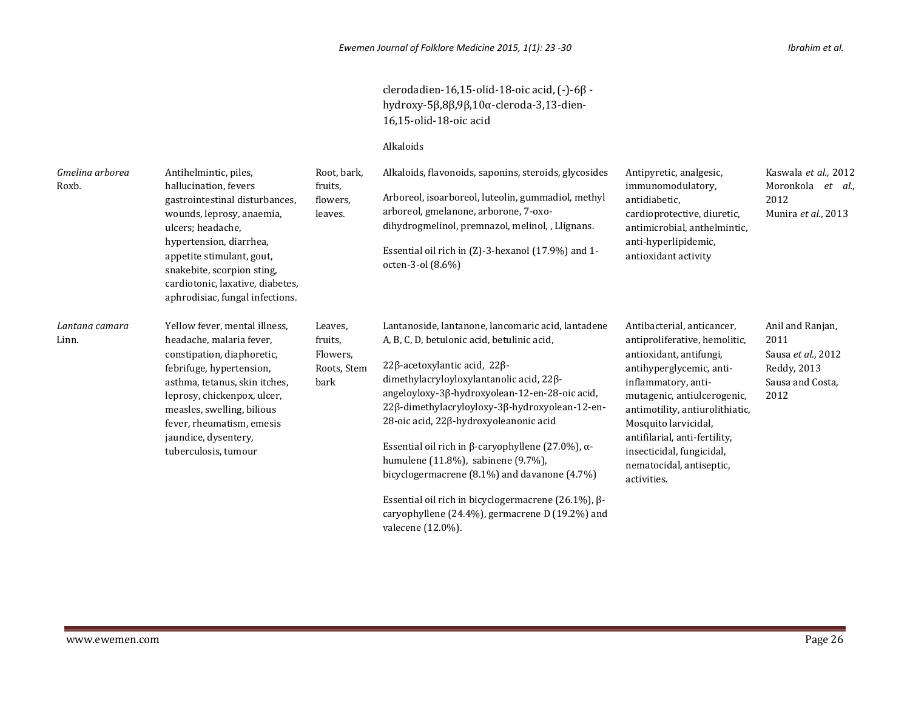| | | | | | |
|---|---|---|---|---|---|
| | | | clerodadien-16,15-olid-18-oic acid, (-)-6β -hydroxy-5β,8β,9β,10α-cleroda-3,13-dien-16,15-olid-18-oic acid<br><br>Alkaloids | | |
| *Gmelina arborea* Roxb. | Antihelmintic, piles, hallucination, fevers gastrointestinal disturbances, wounds, leprosy, anaemia, ulcers; headache, hypertension, diarrhea, appetite stimulant, gout, snakebite, scorpion sting, cardiotonic, laxative, diabetes, aphrodisiac, fungal infections. | Root, bark, fruits, flowers, leaves. | Alkaloids, flavonoids, saponins, steroids, glycosides<br><br>Arboreol, isoarboreol, luteolin, gummadiol, methyl arboreol, gmelanone, arborone, 7-oxo-dihydrogmelinol, premnazol, melinol, , Llignans.<br><br>Essential oil rich in (Z)-3-hexanol (17.9%) and 1-octen-3-ol (8.6%) | Antipyretic, analgesic, immunomodulatory, antidiabetic, cardioprotective, diuretic, antimicrobial, anthelmintic, anti-hyperlipidemic, antioxidant activity | Kaswala *et al.,* 2012<br>Moronkola *et al.*, 2012<br>Munira *et al.*, 2013 |
| *Lantana camara* Linn. | Yellow fever, mental illness, headache, malaria fever, constipation, diaphoretic, febrifuge, hypertension, asthma, tetanus, skin itches, leprosy, chickenpox, ulcer, measles, swelling, bilious fever, rheumatism, emesis jaundice, dysentery, tuberculosis, tumour | Leaves, fruits, Flowers, Roots, Stem bark | Lantanoside, lantanone, lancomaric acid, lantadene A, B, C, D, betulonic acid, betulinic acid,<br><br>22β-acetoxylantic acid, 22β-dimethylacryloyloxylantanolic acid, 22β-angeloyloxy-3β-hydroxyolean-12-en-28-oic acid, 22β-dimethylacryloyloxy-3β-hydroxyolean-12-en-28-oic acid, 22β-hydroxyoleanonic acid<br><br>Essential oil rich in β-caryophyllene (27.0%), α-humulene (11.8%), sabinene (9.7%), bicyclogermacrene (8.1%) and davanone (4.7%)<br><br>Essential oil rich in bicyclogermacrene (26.1%), β-caryophyllene (24.4%), germacrene D (19.2%) and valecene (12.0%). | Antibacterial, anticancer, antiproliferative, hemolitic, antioxidant, antifungi, antihyperglycemic, anti-inflammatory, anti-mutagenic, antiulcerogenic, antimotility, antiurolithiatic, Mosquito larvicidal, antifilarial, anti-fertility, insecticidal, fungicidal, nematocidal, antiseptic, activities. | Anil and Ranjan, 2011<br>Sausa *et al.*, 2012<br>Reddy, 2013<br>Sausa and Costa, 2012 |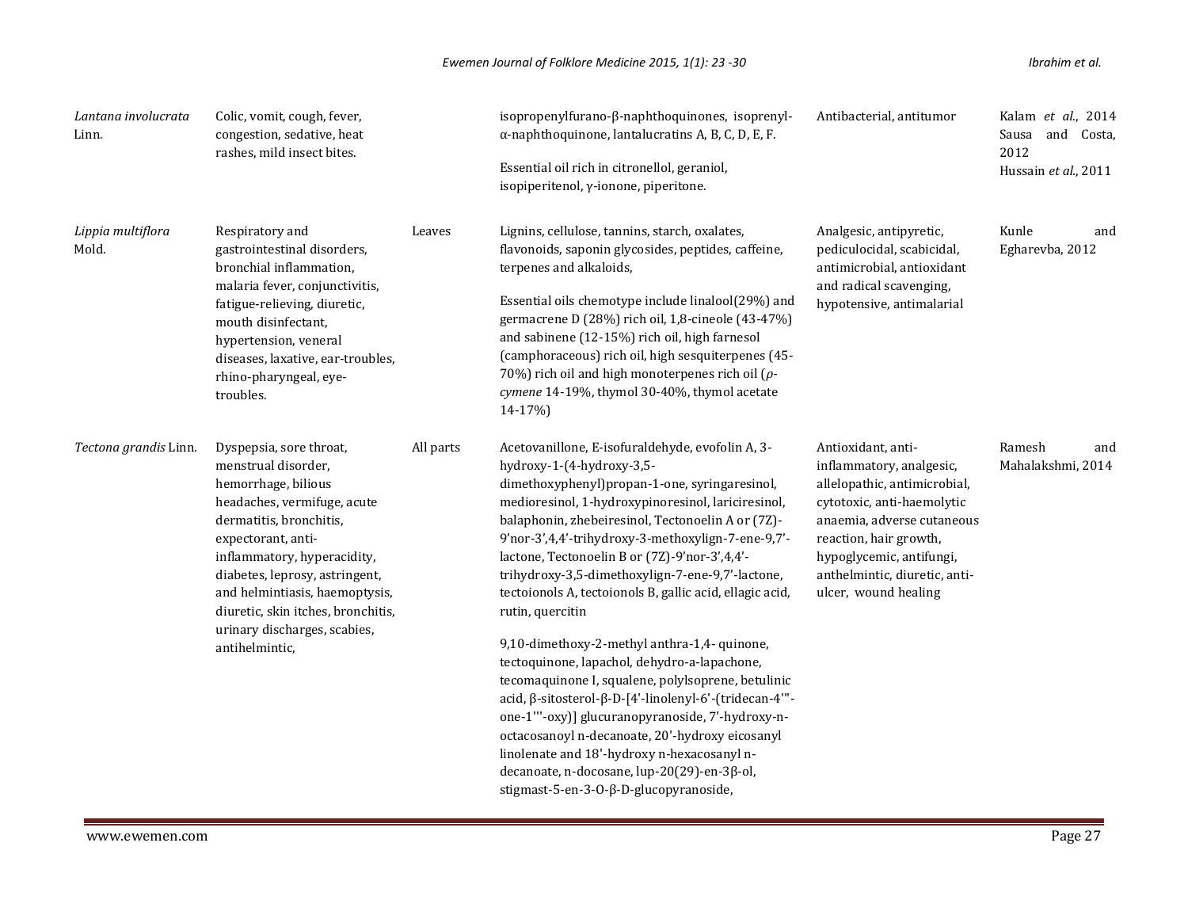| | | | | | |
|---|---|---|---|---|---|
| *Lantana involucrata* Linn. | Colic, vomit, cough, fever, congestion, sedative, heat rashes, mild insect bites. | | isopropenylfurano-β-naphthoquinones, isoprenyl-α-naphthoquinone, lantalucratins A, B, C, D, E, F.<br><br>Essential oil rich in citronellol, geraniol, isopiperitenol, γ-ionone, piperitone. | Antibacterial, antitumor | Kalam *et al.*, 2014<br>Sausa and Costa, 2012<br>Hussain *et al.*, 2011 |
| *Lippia multiflora* Mold. | Respiratory and gastrointestinal disorders, bronchial inflammation, malaria fever, conjunctivitis, fatigue-relieving, diuretic, mouth disinfectant, hypertension, veneral diseases, laxative, ear-troubles, rhino-pharyngeal, eye-troubles. | Leaves | Lignins, cellulose, tannins, starch, oxalates, flavonoids, saponin glycosides, peptides, caffeine, terpenes and alkaloids,<br><br>Essential oils chemotype include linalool(29%) and germacrene D (28%) rich oil, 1,8-cineole (43-47%) and sabinene (12-15%) rich oil, high farnesol (camphoraceous) rich oil, high sesquiterpenes (45-70%) rich oil and high monoterpenes rich oil (*ρ-cymene* 14-19%, thymol 30-40%, thymol acetate 14-17%) | Analgesic, antipyretic, pediculocidal, scabicidal, antimicrobial, antioxidant and radical scavenging, hypotensive, antimalarial | Kunle and Egharevba, 2012 |
| *Tectona grandis* Linn. | Dyspepsia, sore throat, menstrual disorder, hemorrhage, bilious headaches, vermifuge, acute dermatitis, bronchitis, expectorant, anti-inflammatory, hyperacidity, diabetes, leprosy, astringent, and helmintiasis, haemoptysis, diuretic, skin itches, bronchitis, urinary discharges, scabies, antihelmintic, | All parts | Acetovanillone, E-isofuraldehyde, evofolin A, 3-hydroxy-1-(4-hydroxy-3,5-dimethoxyphenyl)propan-1-one, syringaresinol, medioresinol, 1-hydroxypinoresinol, lariciresinol, balaphonin, zhebeiresinol, Tectonoelin A or (7Z)-9'nor-3',4,4'-trihydroxy-3-methoxylign-7-ene-9,7'-lactone, Tectonoelin B or (7Z)-9'nor-3',4,4'-trihydroxy-3,5-dimethoxylign-7-ene-9,7'-lactone, tectoionols A, tectoionols B, gallic acid, ellagic acid, rutin, quercitin<br><br>9,10-dimethoxy-2-methyl anthra-1,4- quinone, tectoquinone, lapachol, dehydro-a-lapachone, tecomaquinone I, squalene, polylsoprene, betulinic acid, β-sitosterol-β-D-[4'-linolenyl-6'-(tridecan-4'''-one-1'''-oxy)] glucuranopyranoside, 7'-hydroxy-n-octacosanoyl n-decanoate, 20'-hydroxy eicosanyl linolenate and 18'-hydroxy n-hexacosanyl n-decanoate, n-docosane, lup-20(29)-en-3β-ol, stigmast-5-en-3-O-β-D-glucopyranoside, | Antioxidant, anti-inflammatory, analgesic, allelopathic, antimicrobial, cytotoxic, anti-haemolytic anaemia, adverse cutaneous reaction, hair growth, hypoglycemic, antifungi, anthelmintic, diuretic, anti-ulcer, wound healing | Ramesh and Mahalakshmi, 2014 |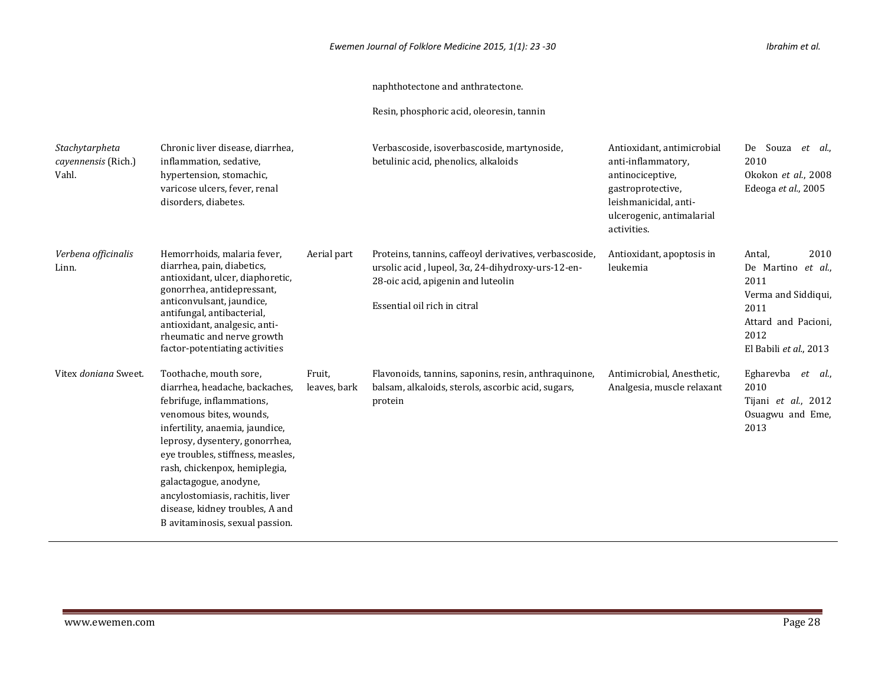| | | | naphthotectone and anthratectone.<br><br>Resin, phosphoric acid, oleoresin, tannin | | |
|---|---|---|---|---|---|
| *Stachytarpheta cayennensis* (Rich.) Vahl. | Chronic liver disease, diarrhea, inflammation, sedative, hypertension, stomachic, varicose ulcers, fever, renal disorders, diabetes. | | Verbascoside, isoverbascoside, martynoside, betulinic acid, phenolics, alkaloids | Antioxidant, antimicrobial anti-inflammatory, antinociceptive, gastroprotective, leishmanicidal, anti-ulcerogenic, antimalarial activities. | De Souza *et al.*, 2010<br>Okokon *et al.*, 2008<br>Edeoga *et al.*, 2005 |
| *Verbena officinalis* Linn. | Hemorrhoids, malaria fever, diarrhea, pain, diabetics, antioxidant, ulcer, diaphoretic, gonorrhea, antidepressant, anticonvulsant, jaundice, antifungal, antibacterial, antioxidant, analgesic, anti-rheumatic and nerve growth factor-potentiating activities | Aerial part | Proteins, tannins, caffeoyl derivatives, verbascoside, ursolic acid , lupeol, 3α, 24-dihydroxy-urs-12-en-28-oic acid, apigenin and luteolin<br><br>Essential oil rich in citral | Antioxidant, apoptosis in leukemia | Antal, 2010<br>De Martino *et al.*, 2011<br>Verma and Siddiqui, 2011<br>Attard and Pacioni, 2012<br>El Babili *et al.*, 2013 |
| Vitex *doniana* Sweet. | Toothache, mouth sore, diarrhea, headache, backaches, febrifuge, inflammations, venomous bites, wounds, infertility, anaemia, jaundice, leprosy, dysentery, gonorrhea, eye troubles, stiffness, measles, rash, chickenpox, hemiplegia, galactagogue, anodyne, ancylostomiasis, rachitis, liver disease, kidney troubles, A and B avitaminosis, sexual passion. | Fruit, leaves, bark | Flavonoids, tannins, saponins, resin, anthraquinone, balsam, alkaloids, sterols, ascorbic acid, sugars, protein | Antimicrobial, Anesthetic, Analgesia, muscle relaxant | Egharevba *et al.*, 2010<br>Tijani *et al.*, 2012<br>Osuagwu and Eme, 2013 |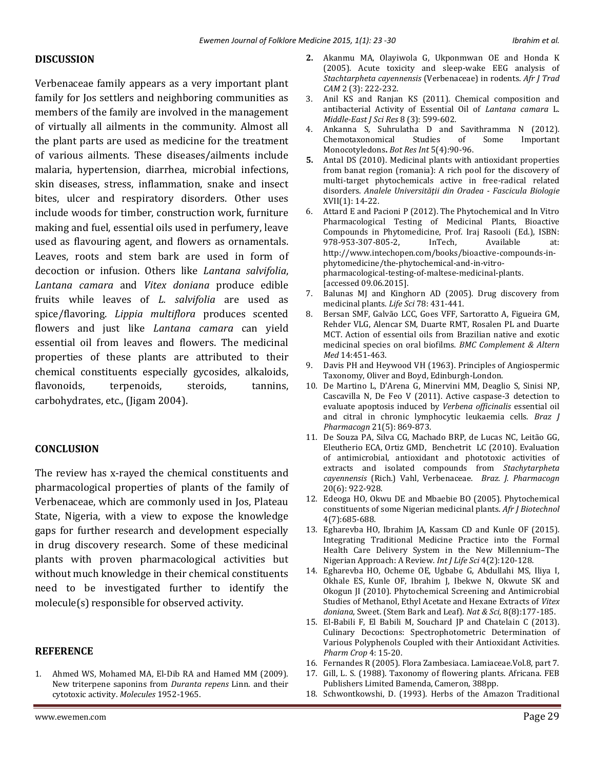## DISCUSSION

Verbenaceae family appears as a very important plant family for Jos settlers and neighboring communities as members of the family are involved in the management of virtually all ailments in the community. Almost all the plant parts are used as medicine for the treatment of various ailments. These diseases/ailments include malaria, hypertension, diarrhea, microbial infections, skin diseases, stress, inflammation, snake and insect bites, ulcer and respiratory disorders. Other uses include woods for timber, construction work, furniture making and fuel, essential oils used in perfumery, leave used as flavouring agent, and flowers as ornamentals. Leaves, roots and stem bark are used in form of decoction or infusion. Others like *Lantana salvifolia*, *Lantana camara* and *Vitex doniana* produce edible fruits while leaves of *L. salvifolia* are used as spice/flavoring. *Lippia multiflora* produces scented flowers and just like *Lantana camara* can yield essential oil from leaves and flowers. The medicinal properties of these plants are attributed to their chemical constituents especially gycosides, alkaloids, flavonoids, terpenoids, steroids, tannins, carbohydrates, etc., (Jigam 2004).

## CONCLUSION

The review has x-rayed the chemical constituents and pharmacological properties of plants of the family of Verbenaceae, which are commonly used in Jos, Plateau State, Nigeria, with a view to expose the knowledge gaps for further research and development especially in drug discovery research. Some of these medicinal plants with proven pharmacological activities but without much knowledge in their chemical constituents need to be investigated further to identify the molecule(s) responsible for observed activity.

## REFERENCE

1. Ahmed WS, Mohamed MA, El-Dib RA and Hamed MM (2009). New triterpene saponins from *Duranta repens* Linn. and their cytotoxic activity. *Molecules* 1952-1965.
2. Akanmu MA, Olayiwola G, Ukponmwan OE and Honda K (2005). Acute toxicity and sleep-wake EEG analysis of *Stachtarpheta cayennensis* (Verbenaceae) in rodents. *Afr J Trad CAM* 2 (3): 222-232.
3. Anil KS and Ranjan KS (2011). Chemical composition and antibacterial Activity of Essential Oil of *Lantana camara* L. *Middle-East J Sci Res* 8 (3): 599-602.
4. Ankanna S, Suhrulatha D and Savithramma N (2012). Chemotaxonomical Studies of Some Important Monocotyledons. *Bot Res Int* 5(4):90-96.
5. Antal DS (2010). Medicinal plants with antioxidant properties from banat region (romania): A rich pool for the discovery of multi-target phytochemicals active in free-radical related disorders. *Analele Universităţii din Oradea - Fascicula Biologie* XVII(1): 14-22.
6. Attard E and Pacioni P (2012). The Phytochemical and In Vitro Pharmacological Testing of Medicinal Plants, Bioactive Compounds in Phytomedicine, Prof. Iraj Rasooli (Ed.), ISBN: 978-953-307-805-2, InTech, Available at: http://www.intechopen.com/books/bioactive-compounds-in-phytomedicine/the-phytochemical-and-in-vitro-pharmacological-testing-of-maltese-medicinal-plants. [accessed 09.06.2015].
7. Balunas MJ and Kinghorn AD (2005). Drug discovery from medicinal plants. *Life Sci* 78: 431-441.
8. Bersan SMF, Galvão LCC, Goes VFF, Sartoratto A, Figueira GM, Rehder VLG, Alencar SM, Duarte RMT, Rosalen PL and Duarte MCT. Action of essential oils from Brazilian native and exotic medicinal species on oral biofilms. *BMC Complement & Altern Med* 14:451-463.
9. Davis PH and Heywood VH (1963). Principles of Angiospermic Taxonomy, Oliver and Boyd, Edinburgh-London.
10. De Martino L, D'Arena G, Minervini MM, Deaglio S, Sinisi NP, Cascavilla N, De Feo V (2011). Active caspase-3 detection to evaluate apoptosis induced by *Verbena officinalis* essential oil and citral in chronic lymphocytic leukaemia cells. *Braz J Pharmacogn* 21(5): 869-873.
11. De Souza PA, Silva CG, Machado BRP, de Lucas NC, Leitão GG, Eleutherio ECA, Ortiz GMD, Benchetrit LC (2010). Evaluation of antimicrobial, antioxidant and phototoxic activities of extracts and isolated compounds from *Stachytarpheta cayennensis* (Rich.) Vahl, Verbenaceae. *Braz. J. Pharmacogn* 20(6): 922-928.
12. Edeoga HO, Okwu DE and Mbaebie BO (2005). Phytochemical constituents of some Nigerian medicinal plants. *Afr J Biotechnol* 4(7):685-688.
13. Egharevba HO, Ibrahim JA, Kassam CD and Kunle OF (2015). Integrating Traditional Medicine Practice into the Formal Health Care Delivery System in the New Millennium–The Nigerian Approach: A Review. *Int J Life Sci* 4(2):120-128.
14. Egharevba HO, Ocheme OE, Ugbabe G, Abdullahi MS, Iliya I, Okhale ES, Kunle OF, Ibrahim J, Ibekwe N, Okwute SK and Okogun JI (2010). Phytochemical Screening and Antimicrobial Studies of Methanol, Ethyl Acetate and Hexane Extracts of *Vitex doniana*, Sweet. (Stem Bark and Leaf). *Nat & Sci,* 8(8):177-185.
15. El-Babili F, El Babili M, Souchard JP and Chatelain C (2013). Culinary Decoctions: Spectrophotometric Determination of Various Polyphenols Coupled with their Antioxidant Activities. *Pharm Crop* 4: 15-20.
16. Fernandes R (2005). Flora Zambesiaca. Lamiaceae.Vol.8, part 7.
17. Gill, L. S. (1988). Taxonomy of flowering plants. Africana. FEB Publishers Limited Bamenda, Cameron, 388pp.
18. Schwontkowshi, D. (1993). Herbs of the Amazon Traditional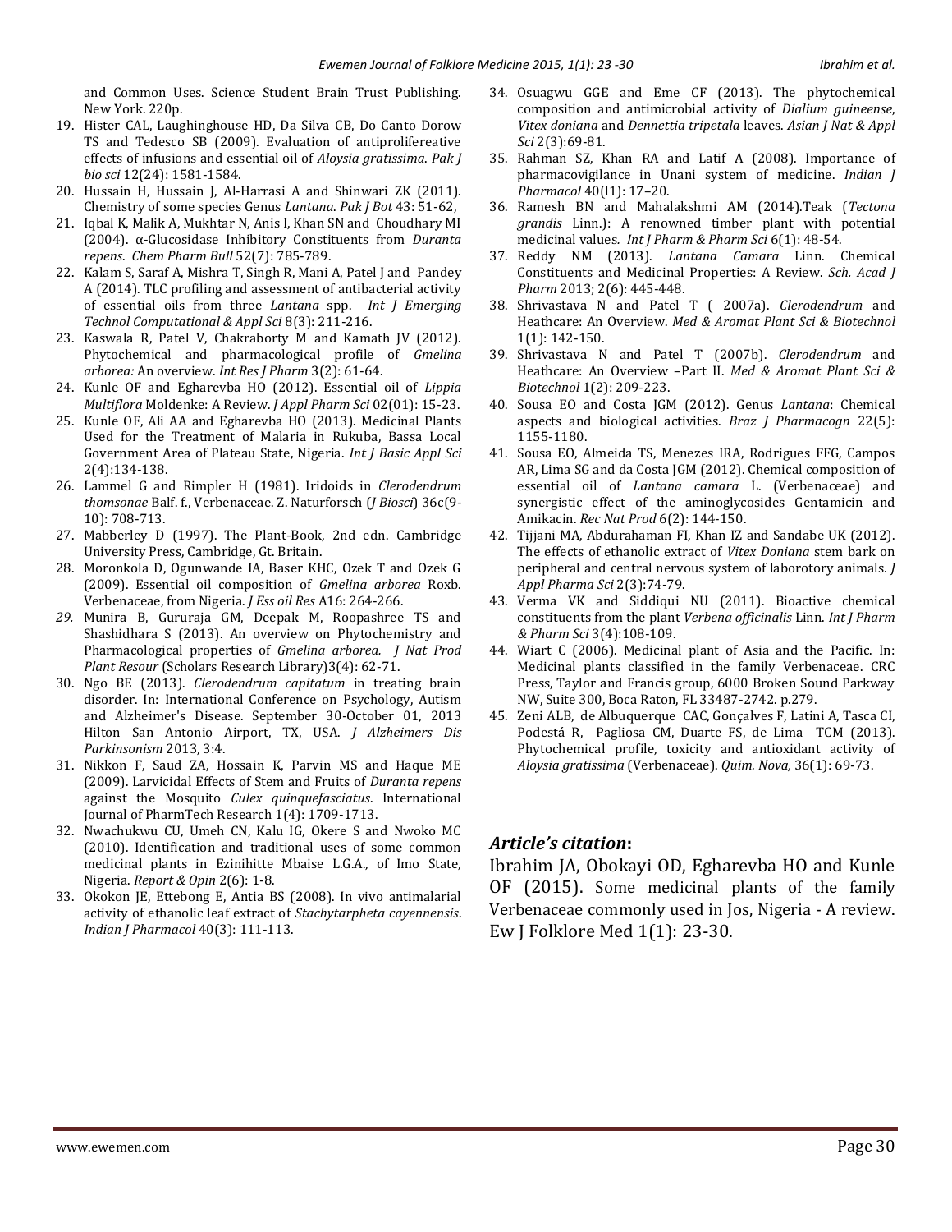and Common Uses. Science Student Brain Trust Publishing. New York. 220p.

19. Hister CAL, Laughinghouse HD, Da Silva CB, Do Canto Dorow TS and Tedesco SB (2009). Evaluation of antiprolifereative effects of infusions and essential oil of *Aloysia gratissima*. *Pak J bio sci* 12(24): 1581-1584.
20. Hussain H, Hussain J, Al-Harrasi A and Shinwari ZK (2011). Chemistry of some species Genus *Lantana*. *Pak J Bot* 43: 51-62,
21. Iqbal K, Malik A, Mukhtar N, Anis I, Khan SN and Choudhary MI (2004). α-Glucosidase Inhibitory Constituents from *Duranta repens*. *Chem Pharm Bull* 52(7): 785-789.
22. Kalam S, Saraf A, Mishra T, Singh R, Mani A, Patel J and Pandey A (2014). TLC profiling and assessment of antibacterial activity of essential oils from three *Lantana* spp. *Int J Emerging Technol Computational & Appl Sci* 8(3): 211-216.
23. Kaswala R, Patel V, Chakraborty M and Kamath JV (2012). Phytochemical and pharmacological profile of *Gmelina arborea:* An overview. *Int Res J Pharm* 3(2): 61-64.
24. Kunle OF and Egharevba HO (2012). Essential oil of *Lippia Multiflora* Moldenke: A Review. *J Appl Pharm Sci* 02(01): 15-23.
25. Kunle OF, Ali AA and Egharevba HO (2013). Medicinal Plants Used for the Treatment of Malaria in Rukuba, Bassa Local Government Area of Plateau State, Nigeria. *Int J Basic Appl Sci* 2(4):134-138.
26. Lammel G and Rimpler H (1981). Iridoids in *Clerodendrum thomsonae* Balf. f., Verbenaceae. Z. Naturforsch (*J Biosci*) 36c(9-10): 708-713.
27. Mabberley D (1997). The Plant-Book, 2nd edn. Cambridge University Press, Cambridge, Gt. Britain.
28. Moronkola D, Ogunwande IA, Baser KHC, Ozek T and Ozek G (2009). Essential oil composition of *Gmelina arborea* Roxb. Verbenaceae, from Nigeria. *J Ess oil Res* A16: 264-266.
29. Munira B, Gururaja GM, Deepak M, Roopashree TS and Shashidhara S (2013). An overview on Phytochemistry and Pharmacological properties of *Gmelina arborea. J Nat Prod Plant Resour* (Scholars Research Library)3(4): 62-71.
30. Ngo BE (2013). *Clerodendrum capitatum* in treating brain disorder. In: International Conference on Psychology, Autism and Alzheimer's Disease. September 30-October 01, 2013 Hilton San Antonio Airport, TX, USA. *J Alzheimers Dis Parkinsonism* 2013, 3:4.
31. Nikkon F, Saud ZA, Hossain K, Parvin MS and Haque ME (2009). Larvicidal Effects of Stem and Fruits of *Duranta repens* against the Mosquito *Culex quinquefasciatus*. International Journal of PharmTech Research 1(4): 1709-1713.
32. Nwachukwu CU, Umeh CN, Kalu IG, Okere S and Nwoko MC (2010). Identification and traditional uses of some common medicinal plants in Ezinihitte Mbaise L.G.A., of Imo State, Nigeria. *Report & Opin* 2(6): 1-8.
33. Okokon JE, Ettebong E, Antia BS (2008). In vivo antimalarial activity of ethanolic leaf extract of *Stachytarpheta cayennensis*. *Indian J Pharmacol* 40(3): 111-113.
34. Osuagwu GGE and Eme CF (2013). The phytochemical composition and antimicrobial activity of *Dialium guineense*, *Vitex doniana* and *Dennettia tripetala* leaves. *Asian J Nat & Appl Sci* 2(3):69-81.
35. Rahman SZ, Khan RA and Latif A (2008). Importance of pharmacovigilance in Unani system of medicine. *Indian J Pharmacol* 40(l1): 17–20.
36. Ramesh BN and Mahalakshmi AM (2014).Teak (*Tectona grandis* Linn.): A renowned timber plant with potential medicinal values. *Int J Pharm & Pharm Sci* 6(1): 48-54.
37. Reddy NM (2013). *Lantana Camara* Linn. Chemical Constituents and Medicinal Properties: A Review. *Sch. Acad J Pharm* 2013; 2(6): 445-448.
38. Shrivastava N and Patel T ( 2007a). *Clerodendrum* and Heathcare: An Overview. *Med & Aromat Plant Sci & Biotechnol* 1(1): 142-150.
39. Shrivastava N and Patel T (2007b). *Clerodendrum* and Heathcare: An Overview –Part II. *Med & Aromat Plant Sci & Biotechnol* 1(2): 209-223.
40. Sousa EO and Costa JGM (2012). Genus *Lantana*: Chemical aspects and biological activities. *Braz J Pharmacogn* 22(5): 1155-1180.
41. Sousa EO, Almeida TS, Menezes IRA, Rodrigues FFG, Campos AR, Lima SG and da Costa JGM (2012). Chemical composition of essential oil of *Lantana camara* L. (Verbenaceae) and synergistic effect of the aminoglycosides Gentamicin and Amikacin. *Rec Nat Prod* 6(2): 144-150.
42. Tijjani MA, Abdurahaman FI, Khan IZ and Sandabe UK (2012). The effects of ethanolic extract of *Vitex Doniana* stem bark on peripheral and central nervous system of laborotory animals. *J Appl Pharma Sci* 2(3):74-79.
43. Verma VK and Siddiqui NU (2011). Bioactive chemical constituents from the plant *Verbena officinalis* Linn. *Int J Pharm & Pharm Sci* 3(4):108-109.
44. Wiart C (2006). Medicinal plant of Asia and the Pacific. In: Medicinal plants classified in the family Verbenaceae. CRC Press, Taylor and Francis group, 6000 Broken Sound Parkway NW, Suite 300, Boca Raton, FL 33487-2742. p.279.
45. Zeni ALB, de Albuquerque CAC, Gonçalves F, Latini A, Tasca CI, Podestá R, Pagliosa CM, Duarte FS, de Lima TCM (2013). Phytochemical profile, toxicity and antioxidant activity of *Aloysia gratissima* (Verbenaceae). *Quim. Nova,* 36(1): 69-73.

### *Article's citation*:

Ibrahim JA, Obokayi OD, Egharevba HO and Kunle OF (2015). Some medicinal plants of the family Verbenaceae commonly used in Jos, Nigeria - A review. Ew J Folklore Med 1(1): 23-30.